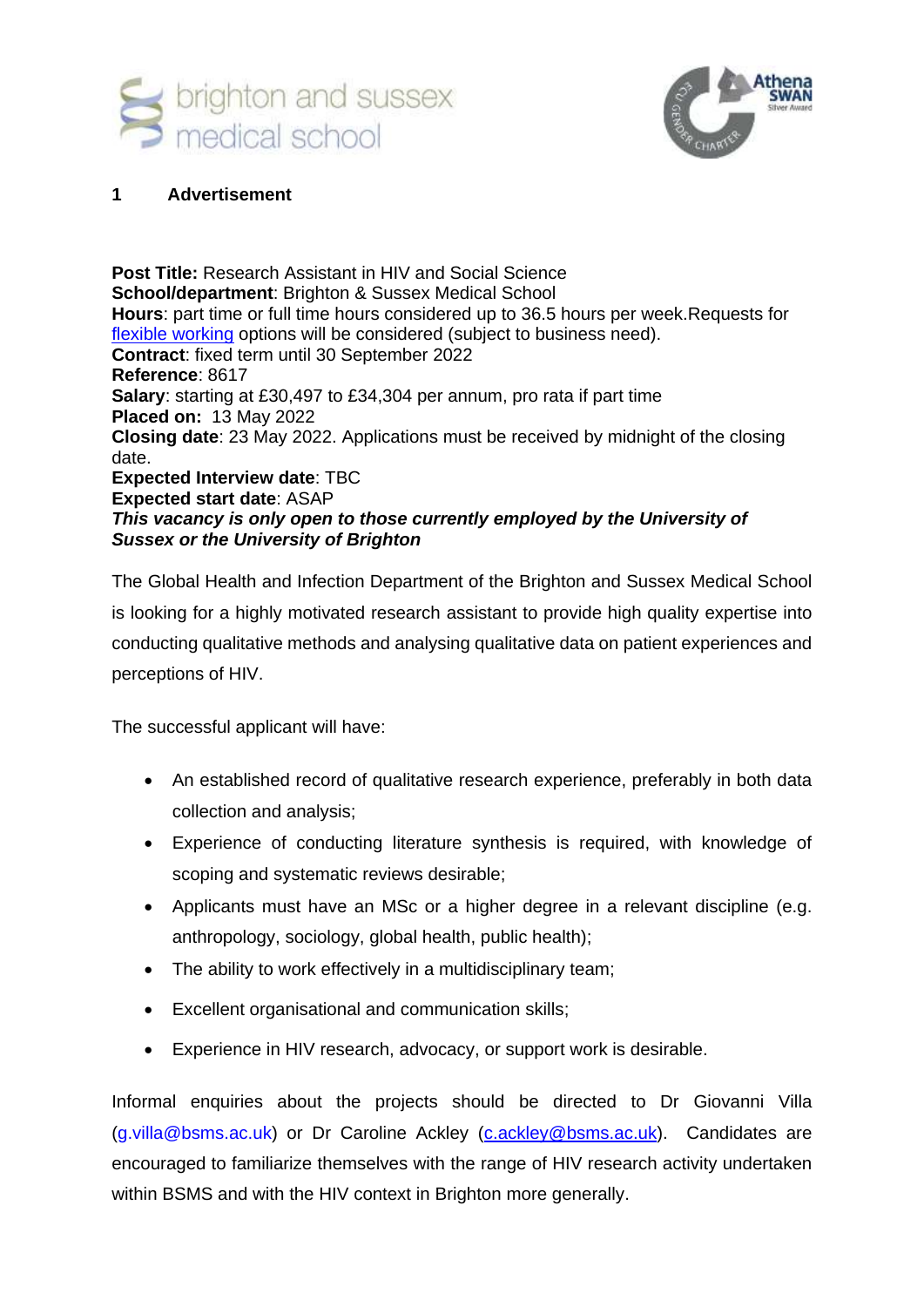brighton and sussex medical school

Athena SWAN Silver Award

## 1 Advertisement

**Post Title:** Research Assistant in HIV and Social Science
**School/department**: Brighton & Sussex Medical School
**Hours**: part time or full time hours considered up to 36.5 hours per week.Requests for flexible working options will be considered (subject to business need).
**Contract**: fixed term until 30 September 2022
**Reference**: 8617
**Salary**: starting at £30,497 to £34,304 per annum, pro rata if part time
**Placed on:** 13 May 2022
**Closing date**: 23 May 2022. Applications must be received by midnight of the closing date.
**Expected Interview date**: TBC
**Expected start date**: ASAP
***This vacancy is only open to those currently employed by the University of Sussex or the University of Brighton***

The Global Health and Infection Department of the Brighton and Sussex Medical School is looking for a highly motivated research assistant to provide high quality expertise into conducting qualitative methods and analysing qualitative data on patient experiences and perceptions of HIV.

The successful applicant will have:

- An established record of qualitative research experience, preferably in both data collection and analysis;
- Experience of conducting literature synthesis is required, with knowledge of scoping and systematic reviews desirable;
- Applicants must have an MSc or a higher degree in a relevant discipline (e.g. anthropology, sociology, global health, public health);
- The ability to work effectively in a multidisciplinary team;
- Excellent organisational and communication skills;
- Experience in HIV research, advocacy, or support work is desirable.

Informal enquiries about the projects should be directed to Dr Giovanni Villa (g.villa@bsms.ac.uk) or Dr Caroline Ackley (c.ackley@bsms.ac.uk). Candidates are encouraged to familiarize themselves with the range of HIV research activity undertaken within BSMS and with the HIV context in Brighton more generally.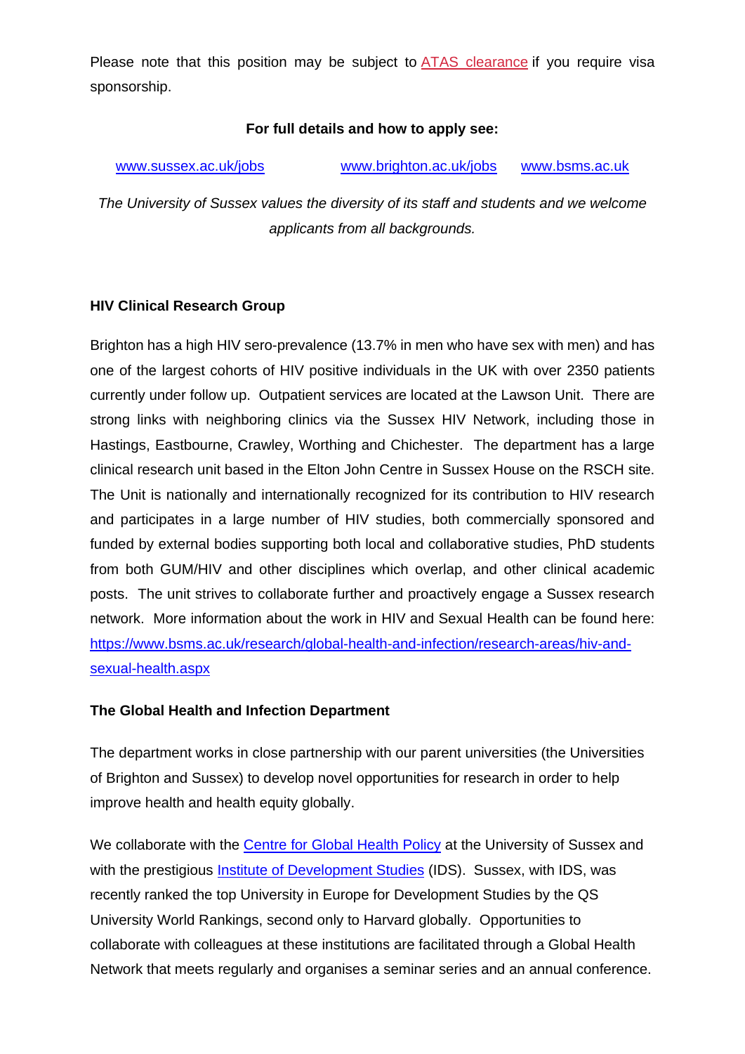Please note that this position may be subject to [ATAS clearance](#) if you require visa sponsorship.

**For full details and how to apply see:**

[www.sussex.ac.uk/jobs](http://www.sussex.ac.uk/jobs) [www.brighton.ac.uk/jobs](http://www.brighton.ac.uk/jobs) [www.bsms.ac.uk](http://www.bsms.ac.uk)

*The University of Sussex values the diversity of its staff and students and we welcome applicants from all backgrounds.*

### HIV Clinical Research Group

Brighton has a high HIV sero-prevalence (13.7% in men who have sex with men) and has one of the largest cohorts of HIV positive individuals in the UK with over 2350 patients currently under follow up. Outpatient services are located at the Lawson Unit. There are strong links with neighboring clinics via the Sussex HIV Network, including those in Hastings, Eastbourne, Crawley, Worthing and Chichester. The department has a large clinical research unit based in the Elton John Centre in Sussex House on the RSCH site. The Unit is nationally and internationally recognized for its contribution to HIV research and participates in a large number of HIV studies, both commercially sponsored and funded by external bodies supporting both local and collaborative studies, PhD students from both GUM/HIV and other disciplines which overlap, and other clinical academic posts. The unit strives to collaborate further and proactively engage a Sussex research network. More information about the work in HIV and Sexual Health can be found here: [https://www.bsms.ac.uk/research/global-health-and-infection/research-areas/hiv-and-sexual-health.aspx](https://www.bsms.ac.uk/research/global-health-and-infection/research-areas/hiv-and-sexual-health.aspx)

### The Global Health and Infection Department

The department works in close partnership with our parent universities (the Universities of Brighton and Sussex) to develop novel opportunities for research in order to help improve health and health equity globally.

We collaborate with the [Centre for Global Health Policy](#) at the University of Sussex and with the prestigious [Institute of Development Studies](#) (IDS). Sussex, with IDS, was recently ranked the top University in Europe for Development Studies by the QS University World Rankings, second only to Harvard globally. Opportunities to collaborate with colleagues at these institutions are facilitated through a Global Health Network that meets regularly and organises a seminar series and an annual conference.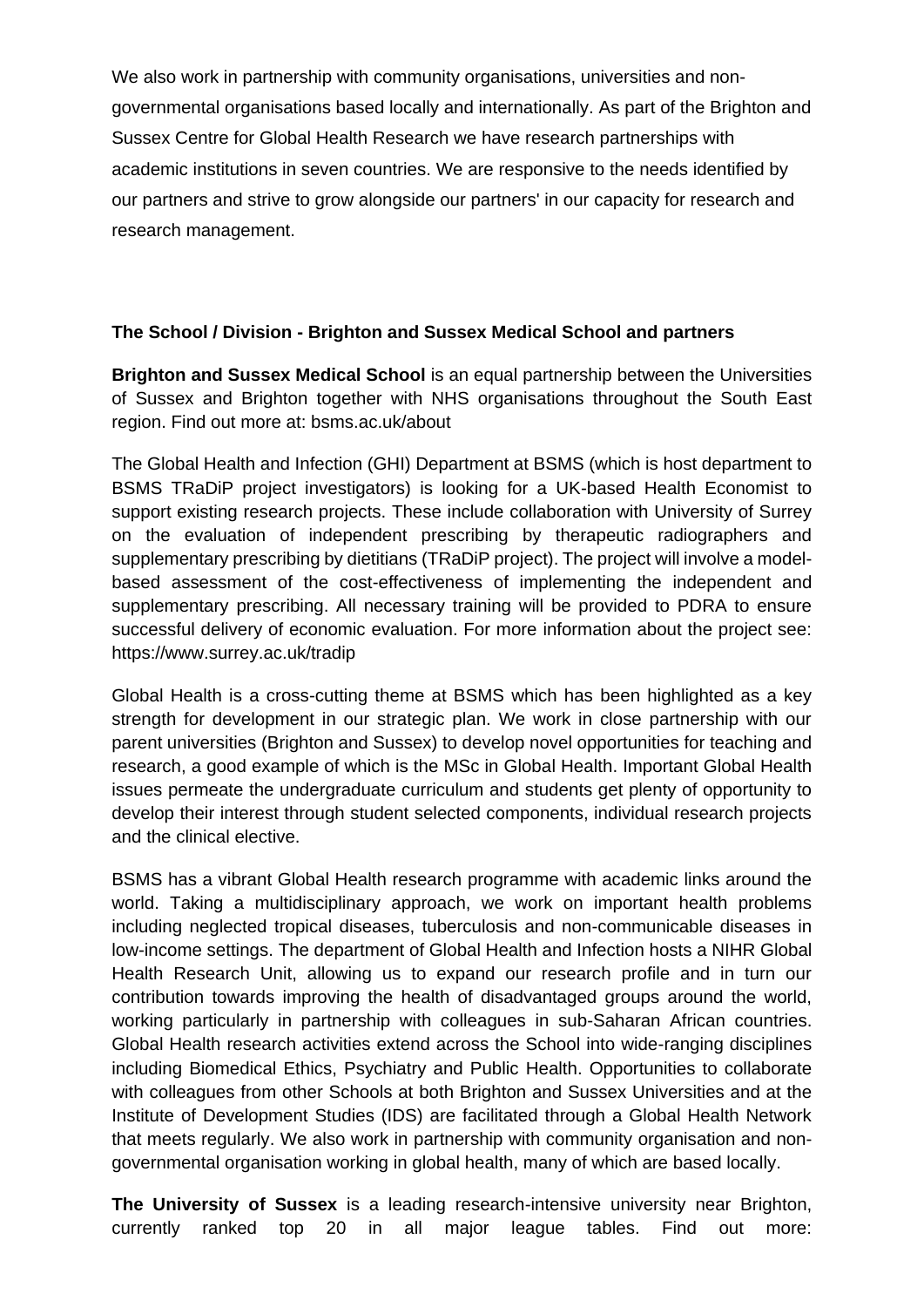We also work in partnership with community organisations, universities and non-governmental organisations based locally and internationally. As part of the Brighton and Sussex Centre for Global Health Research we have research partnerships with academic institutions in seven countries. We are responsive to the needs identified by our partners and strive to grow alongside our partners' in our capacity for research and research management.

**The School / Division - Brighton and Sussex Medical School and partners**

**Brighton and Sussex Medical School** is an equal partnership between the Universities of Sussex and Brighton together with NHS organisations throughout the South East region. Find out more at: bsms.ac.uk/about

The Global Health and Infection (GHI) Department at BSMS (which is host department to BSMS TRaDiP project investigators) is looking for a UK-based Health Economist to support existing research projects. These include collaboration with University of Surrey on the evaluation of independent prescribing by therapeutic radiographers and supplementary prescribing by dietitians (TRaDiP project). The project will involve a model-based assessment of the cost-effectiveness of implementing the independent and supplementary prescribing. All necessary training will be provided to PDRA to ensure successful delivery of economic evaluation. For more information about the project see: https://www.surrey.ac.uk/tradip

Global Health is a cross-cutting theme at BSMS which has been highlighted as a key strength for development in our strategic plan. We work in close partnership with our parent universities (Brighton and Sussex) to develop novel opportunities for teaching and research, a good example of which is the MSc in Global Health. Important Global Health issues permeate the undergraduate curriculum and students get plenty of opportunity to develop their interest through student selected components, individual research projects and the clinical elective.

BSMS has a vibrant Global Health research programme with academic links around the world. Taking a multidisciplinary approach, we work on important health problems including neglected tropical diseases, tuberculosis and non-communicable diseases in low-income settings. The department of Global Health and Infection hosts a NIHR Global Health Research Unit, allowing us to expand our research profile and in turn our contribution towards improving the health of disadvantaged groups around the world, working particularly in partnership with colleagues in sub-Saharan African countries. Global Health research activities extend across the School into wide-ranging disciplines including Biomedical Ethics, Psychiatry and Public Health. Opportunities to collaborate with colleagues from other Schools at both Brighton and Sussex Universities and at the Institute of Development Studies (IDS) are facilitated through a Global Health Network that meets regularly. We also work in partnership with community organisation and non-governmental organisation working in global health, many of which are based locally.

**The University of Sussex** is a leading research-intensive university near Brighton, currently ranked top 20 in all major league tables. Find out more: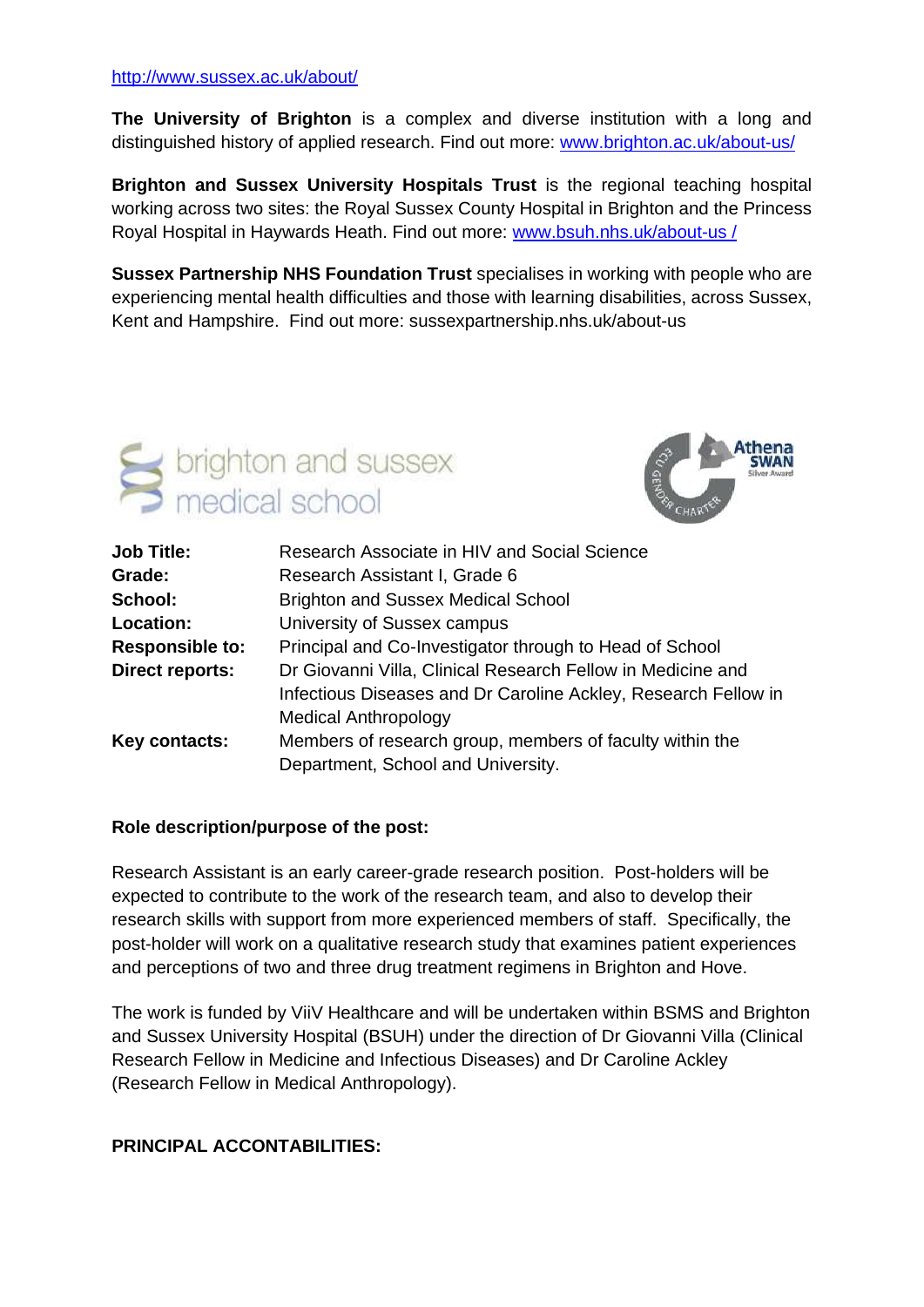http://www.sussex.ac.uk/about/

**The University of Brighton** is a complex and diverse institution with a long and distinguished history of applied research. Find out more: www.brighton.ac.uk/about-us/

**Brighton and Sussex University Hospitals Trust** is the regional teaching hospital working across two sites: the Royal Sussex County Hospital in Brighton and the Princess Royal Hospital in Haywards Heath. Find out more: www.bsuh.nhs.uk/about-us /

**Sussex Partnership NHS Foundation Trust** specialises in working with people who are experiencing mental health difficulties and those with learning disabilities, across Sussex, Kent and Hampshire. Find out more: sussexpartnership.nhs.uk/about-us

brighton and sussex medical school

Athena SWAN Silver Award

| | |
|---|---|
| **Job Title:** | Research Associate in HIV and Social Science |
| **Grade:** | Research Assistant I, Grade 6 |
| **School:** | Brighton and Sussex Medical School |
| **Location:** | University of Sussex campus |
| **Responsible to:** | Principal and Co-Investigator through to Head of School |
| **Direct reports:** | Dr Giovanni Villa, Clinical Research Fellow in Medicine and Infectious Diseases and Dr Caroline Ackley, Research Fellow in Medical Anthropology |
| **Key contacts:** | Members of research group, members of faculty within the Department, School and University. |

**Role description/purpose of the post:**

Research Assistant is an early career-grade research position. Post-holders will be expected to contribute to the work of the research team, and also to develop their research skills with support from more experienced members of staff. Specifically, the post-holder will work on a qualitative research study that examines patient experiences and perceptions of two and three drug treatment regimens in Brighton and Hove.

The work is funded by ViiV Healthcare and will be undertaken within BSMS and Brighton and Sussex University Hospital (BSUH) under the direction of Dr Giovanni Villa (Clinical Research Fellow in Medicine and Infectious Diseases) and Dr Caroline Ackley (Research Fellow in Medical Anthropology).

**PRINCIPAL ACCONTABILITIES:**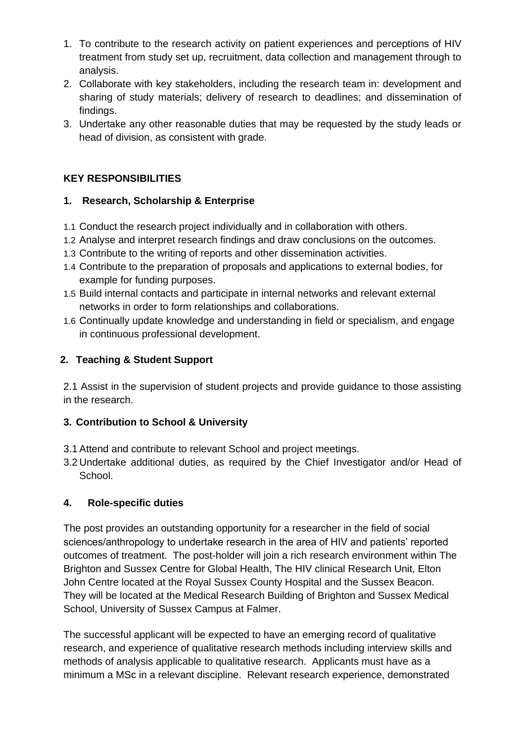1. To contribute to the research activity on patient experiences and perceptions of HIV treatment from study set up, recruitment, data collection and management through to analysis.
2. Collaborate with key stakeholders, including the research team in: development and sharing of study materials; delivery of research to deadlines; and dissemination of findings.
3. Undertake any other reasonable duties that may be requested by the study leads or head of division, as consistent with grade.

## KEY RESPONSIBILITIES

### 1. Research, Scholarship & Enterprise

1.1 Conduct the research project individually and in collaboration with others.
1.2 Analyse and interpret research findings and draw conclusions on the outcomes.
1.3 Contribute to the writing of reports and other dissemination activities.
1.4 Contribute to the preparation of proposals and applications to external bodies, for example for funding purposes.
1.5 Build internal contacts and participate in internal networks and relevant external networks in order to form relationships and collaborations.
1.6 Continually update knowledge and understanding in field or specialism, and engage in continuous professional development.

### 2. Teaching & Student Support

2.1 Assist in the supervision of student projects and provide guidance to those assisting in the research.

### 3. Contribution to School & University

3.1 Attend and contribute to relevant School and project meetings.
3.2 Undertake additional duties, as required by the Chief Investigator and/or Head of School.

### 4. Role-specific duties

The post provides an outstanding opportunity for a researcher in the field of social sciences/anthropology to undertake research in the area of HIV and patients' reported outcomes of treatment. The post-holder will join a rich research environment within The Brighton and Sussex Centre for Global Health, The HIV clinical Research Unit, Elton John Centre located at the Royal Sussex County Hospital and the Sussex Beacon. They will be located at the Medical Research Building of Brighton and Sussex Medical School, University of Sussex Campus at Falmer.

The successful applicant will be expected to have an emerging record of qualitative research, and experience of qualitative research methods including interview skills and methods of analysis applicable to qualitative research. Applicants must have as a minimum a MSc in a relevant discipline. Relevant research experience, demonstrated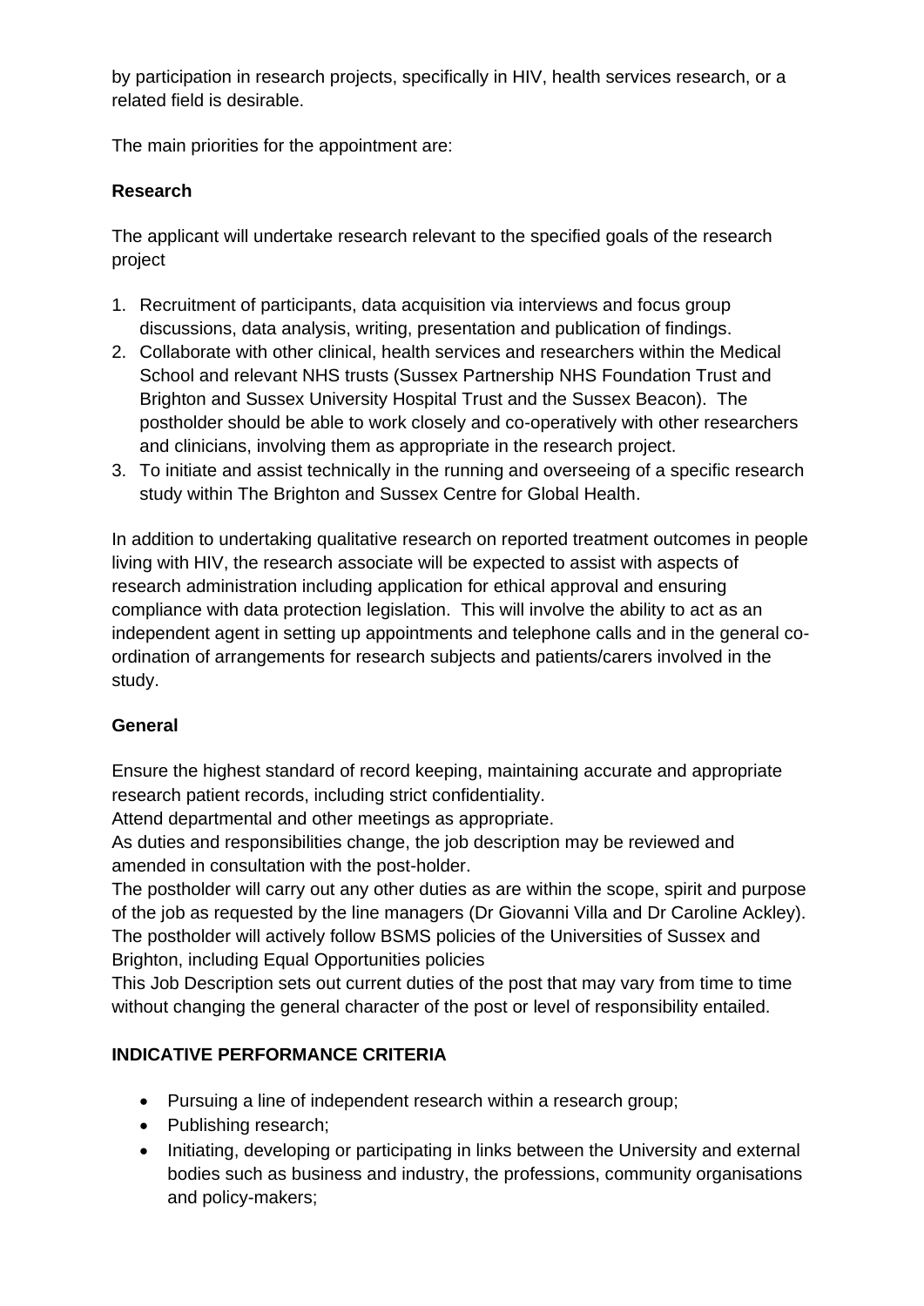by participation in research projects, specifically in HIV, health services research, or a related field is desirable.

The main priorities for the appointment are:

**Research**

The applicant will undertake research relevant to the specified goals of the research project

1. Recruitment of participants, data acquisition via interviews and focus group discussions, data analysis, writing, presentation and publication of findings.
2. Collaborate with other clinical, health services and researchers within the Medical School and relevant NHS trusts (Sussex Partnership NHS Foundation Trust and Brighton and Sussex University Hospital Trust and the Sussex Beacon). The postholder should be able to work closely and co-operatively with other researchers and clinicians, involving them as appropriate in the research project.
3. To initiate and assist technically in the running and overseeing of a specific research study within The Brighton and Sussex Centre for Global Health.

In addition to undertaking qualitative research on reported treatment outcomes in people living with HIV, the research associate will be expected to assist with aspects of research administration including application for ethical approval and ensuring compliance with data protection legislation. This will involve the ability to act as an independent agent in setting up appointments and telephone calls and in the general co-ordination of arrangements for research subjects and patients/carers involved in the study.

**General**

Ensure the highest standard of record keeping, maintaining accurate and appropriate research patient records, including strict confidentiality.
Attend departmental and other meetings as appropriate.
As duties and responsibilities change, the job description may be reviewed and amended in consultation with the post-holder.
The postholder will carry out any other duties as are within the scope, spirit and purpose of the job as requested by the line managers (Dr Giovanni Villa and Dr Caroline Ackley).
The postholder will actively follow BSMS policies of the Universities of Sussex and Brighton, including Equal Opportunities policies
This Job Description sets out current duties of the post that may vary from time to time without changing the general character of the post or level of responsibility entailed.

**INDICATIVE PERFORMANCE CRITERIA**

- Pursuing a line of independent research within a research group;
- Publishing research;
- Initiating, developing or participating in links between the University and external bodies such as business and industry, the professions, community organisations and policy-makers;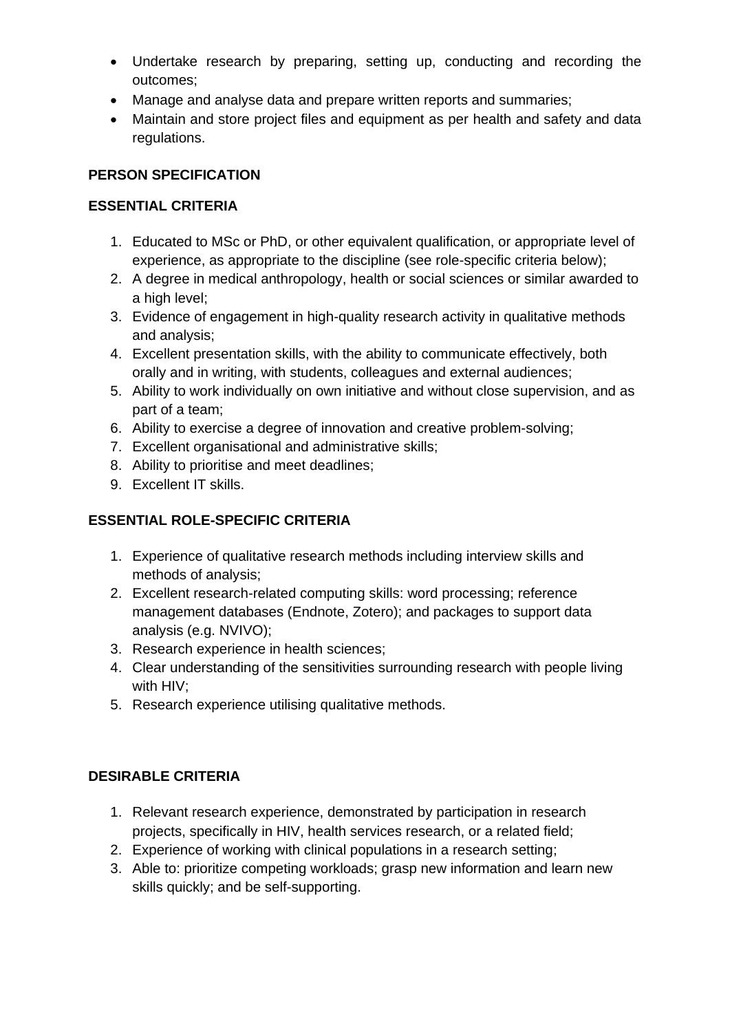- Undertake research by preparing, setting up, conducting and recording the outcomes;
- Manage and analyse data and prepare written reports and summaries;
- Maintain and store project files and equipment as per health and safety and data regulations.

**PERSON SPECIFICATION**

**ESSENTIAL CRITERIA**

1. Educated to MSc or PhD, or other equivalent qualification, or appropriate level of experience, as appropriate to the discipline (see role-specific criteria below);
2. A degree in medical anthropology, health or social sciences or similar awarded to a high level;
3. Evidence of engagement in high-quality research activity in qualitative methods and analysis;
4. Excellent presentation skills, with the ability to communicate effectively, both orally and in writing, with students, colleagues and external audiences;
5. Ability to work individually on own initiative and without close supervision, and as part of a team;
6. Ability to exercise a degree of innovation and creative problem-solving;
7. Excellent organisational and administrative skills;
8. Ability to prioritise and meet deadlines;
9. Excellent IT skills.

**ESSENTIAL ROLE-SPECIFIC CRITERIA**

1. Experience of qualitative research methods including interview skills and methods of analysis;
2. Excellent research-related computing skills: word processing; reference management databases (Endnote, Zotero); and packages to support data analysis (e.g. NVIVO);
3. Research experience in health sciences;
4. Clear understanding of the sensitivities surrounding research with people living with HIV;
5. Research experience utilising qualitative methods.

**DESIRABLE CRITERIA**

1. Relevant research experience, demonstrated by participation in research projects, specifically in HIV, health services research, or a related field;
2. Experience of working with clinical populations in a research setting;
3. Able to: prioritize competing workloads; grasp new information and learn new skills quickly; and be self-supporting.